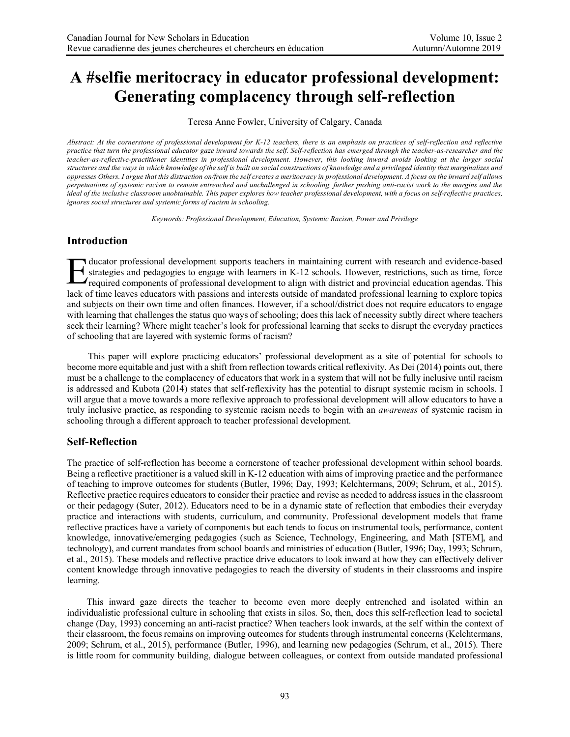# A #selfie meritocracy in educator professional development: Generating complacency through self-reflection

Teresa Anne Fowler, University of Calgary, Canada

*Abstract: At the cornerstone of professional development for K-12 teachers, there is an emphasis on practices of self-reflection and reflective practice that turn the professional educator gaze inward towards the self. Self-reflection has emerged through the teacher-as-researcher and the teacher-as-reflective-practitioner identities in professional development. However, this looking inward avoids looking at the larger social structures and the ways in which knowledge of the self is built on social constructions of knowledge and a privileged identity that marginalizes and oppresses Others. I argue that this distraction on/from the self creates a meritocracy in professional development. A focus on the inward self allows perpetuations of systemic racism to remain entrenched and unchallenged in schooling, further pushing anti-racist work to the margins and the ideal of the inclusive classroom unobtainable. This paper explores how teacher professional development, with a focus on self-reflective practices, ignores social structures and systemic forms of racism in schooling.*

*Keywords: Professional Development, Education, Systemic Racism, Power and Privilege*

## Introduction

Educator professional development supports teachers in maintaining current with research and evidence-based strategies and pedagogies to engage with learners in K-12 schools. However, restrictions, such as time, force required components of professional development to align with district and provincial education agendas. This lack of time leaves educators with passions and interests outside of mandated professional learning to explore topics and subjects on their own time and often finances. However, if a school/district does not require educators to engage with learning that challenges the status quo ways of schooling; does this lack of necessity subtly direct where teachers seek their learning? Where might teacher's look for professional learning that seeks to disrupt the everyday practices of schooling that are layered with systemic forms of racism?

This paper will explore practicing educators' professional development as a site of potential for schools to become more equitable and just with a shift from reflection towards critical reflexivity. As Dei (2014) points out, there must be a challenge to the complacency of educators that work in a system that will not be fully inclusive until racism is addressed and Kubota (2014) states that self-reflexivity has the potential to disrupt systemic racism in schools. I will argue that a move towards a more reflexive approach to professional development will allow educators to have a truly inclusive practice, as responding to systemic racism needs to begin with an *awareness* of systemic racism in schooling through a different approach to teacher professional development.

## Self-Reflection

The practice of self-reflection has become a cornerstone of teacher professional development within school boards. Being a reflective practitioner is a valued skill in K-12 education with aims of improving practice and the performance of teaching to improve outcomes for students (Butler, 1996; Day, 1993; Kelchtermans, 2009; Schrum, et al., 2015). Reflective practice requires educators to consider their practice and revise as needed to address issues in the classroom or their pedagogy (Suter, 2012). Educators need to be in a dynamic state of reflection that embodies their everyday practice and interactions with students, curriculum, and community. Professional development models that frame reflective practices have a variety of components but each tends to focus on instrumental tools, performance, content knowledge, innovative/emerging pedagogies (such as Science, Technology, Engineering, and Math [STEM], and technology), and current mandates from school boards and ministries of education (Butler, 1996; Day, 1993; Schrum, et al., 2015). These models and reflective practice drive educators to look inward at how they can effectively deliver content knowledge through innovative pedagogies to reach the diversity of students in their classrooms and inspire learning.

This inward gaze directs the teacher to become even more deeply entrenched and isolated within an individualistic professional culture in schooling that exists in silos. So, then, does this self-reflection lead to societal change (Day, 1993) concerning an anti-racist practice? When teachers look inwards, at the self within the context of their classroom, the focus remains on improving outcomes for students through instrumental concerns (Kelchtermans, 2009; Schrum, et al., 2015), performance (Butler, 1996), and learning new pedagogies (Schrum, et al., 2015). There is little room for community building, dialogue between colleagues, or context from outside mandated professional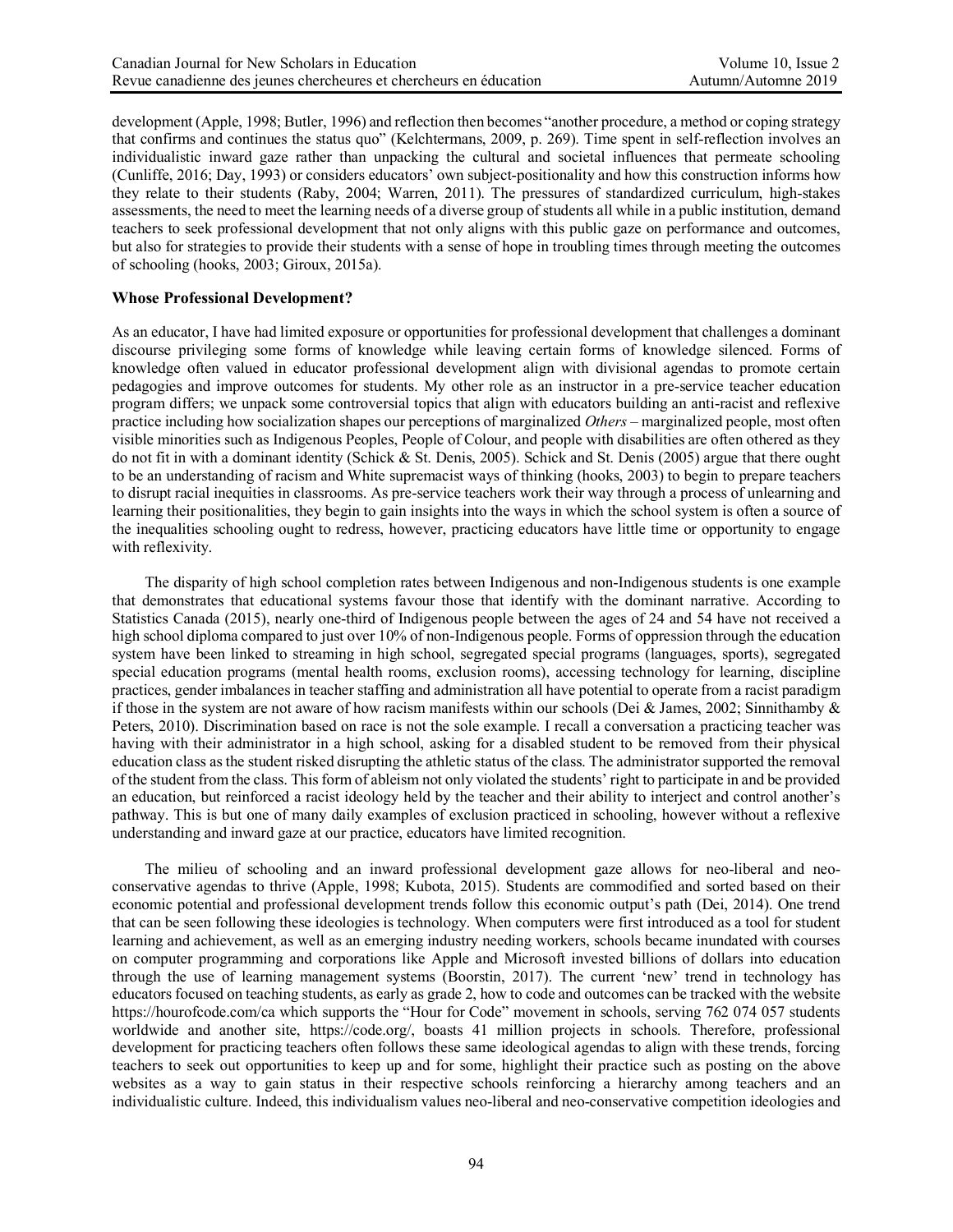development (Apple, 1998; Butler, 1996) and reflection then becomes "another procedure, a method or coping strategy that confirms and continues the status quo" (Kelchtermans, 2009, p. 269). Time spent in self-reflection involves an individualistic inward gaze rather than unpacking the cultural and societal influences that permeate schooling (Cunliffe, 2016; Day, 1993) or considers educators' own subject-positionality and how this construction informs how they relate to their students (Raby, 2004; Warren, 2011). The pressures of standardized curriculum, high-stakes assessments, the need to meet the learning needs of a diverse group of students all while in a public institution, demand teachers to seek professional development that not only aligns with this public gaze on performance and outcomes, but also for strategies to provide their students with a sense of hope in troubling times through meeting the outcomes of schooling (hooks, 2003; Giroux, 2015a).

### Whose Professional Development?

As an educator, I have had limited exposure or opportunities for professional development that challenges a dominant discourse privileging some forms of knowledge while leaving certain forms of knowledge silenced. Forms of knowledge often valued in educator professional development align with divisional agendas to promote certain pedagogies and improve outcomes for students. My other role as an instructor in a pre-service teacher education program differs; we unpack some controversial topics that align with educators building an anti-racist and reflexive practice including how socialization shapes our perceptions of marginalized *Others* – marginalized people, most often visible minorities such as Indigenous Peoples, People of Colour, and people with disabilities are often othered as they do not fit in with a dominant identity (Schick & St. Denis, 2005). Schick and St. Denis (2005) argue that there ought to be an understanding of racism and White supremacist ways of thinking (hooks, 2003) to begin to prepare teachers to disrupt racial inequities in classrooms. As pre-service teachers work their way through a process of unlearning and learning their positionalities, they begin to gain insights into the ways in which the school system is often a source of the inequalities schooling ought to redress, however, practicing educators have little time or opportunity to engage with reflexivity.

The disparity of high school completion rates between Indigenous and non-Indigenous students is one example that demonstrates that educational systems favour those that identify with the dominant narrative. According to Statistics Canada (2015), nearly one-third of Indigenous people between the ages of 24 and 54 have not received a high school diploma compared to just over 10% of non-Indigenous people. Forms of oppression through the education system have been linked to streaming in high school, segregated special programs (languages, sports), segregated special education programs (mental health rooms, exclusion rooms), accessing technology for learning, discipline practices, gender imbalances in teacher staffing and administration all have potential to operate from a racist paradigm if those in the system are not aware of how racism manifests within our schools (Dei & James, 2002; Sinnithamby & Peters, 2010). Discrimination based on race is not the sole example. I recall a conversation a practicing teacher was having with their administrator in a high school, asking for a disabled student to be removed from their physical education class as the student risked disrupting the athletic status of the class. The administrator supported the removal of the student from the class. This form of ableism not only violated the students' right to participate in and be provided an education, but reinforced a racist ideology held by the teacher and their ability to interject and control another's pathway. This is but one of many daily examples of exclusion practiced in schooling, however without a reflexive understanding and inward gaze at our practice, educators have limited recognition.

The milieu of schooling and an inward professional development gaze allows for neo-liberal and neo-conservative agendas to thrive (Apple, 1998; Kubota, 2015). Students are commodified and sorted based on their economic potential and professional development trends follow this economic output's path (Dei, 2014). One trend that can be seen following these ideologies is technology. When computers were first introduced as a tool for student learning and achievement, as well as an emerging industry needing workers, schools became inundated with courses on computer programming and corporations like Apple and Microsoft invested billions of dollars into education through the use of learning management systems (Boorstin, 2017). The current 'new' trend in technology has educators focused on teaching students, as early as grade 2, how to code and outcomes can be tracked with the website https://hourofcode.com/ca which supports the "Hour for Code" movement in schools, serving 762 074 057 students worldwide and another site, https://code.org/, boasts 41 million projects in schools. Therefore, professional development for practicing teachers often follows these same ideological agendas to align with these trends, forcing teachers to seek out opportunities to keep up and for some, highlight their practice such as posting on the above websites as a way to gain status in their respective schools reinforcing a hierarchy among teachers and an individualistic culture. Indeed, this individualism values neo-liberal and neo-conservative competition ideologies and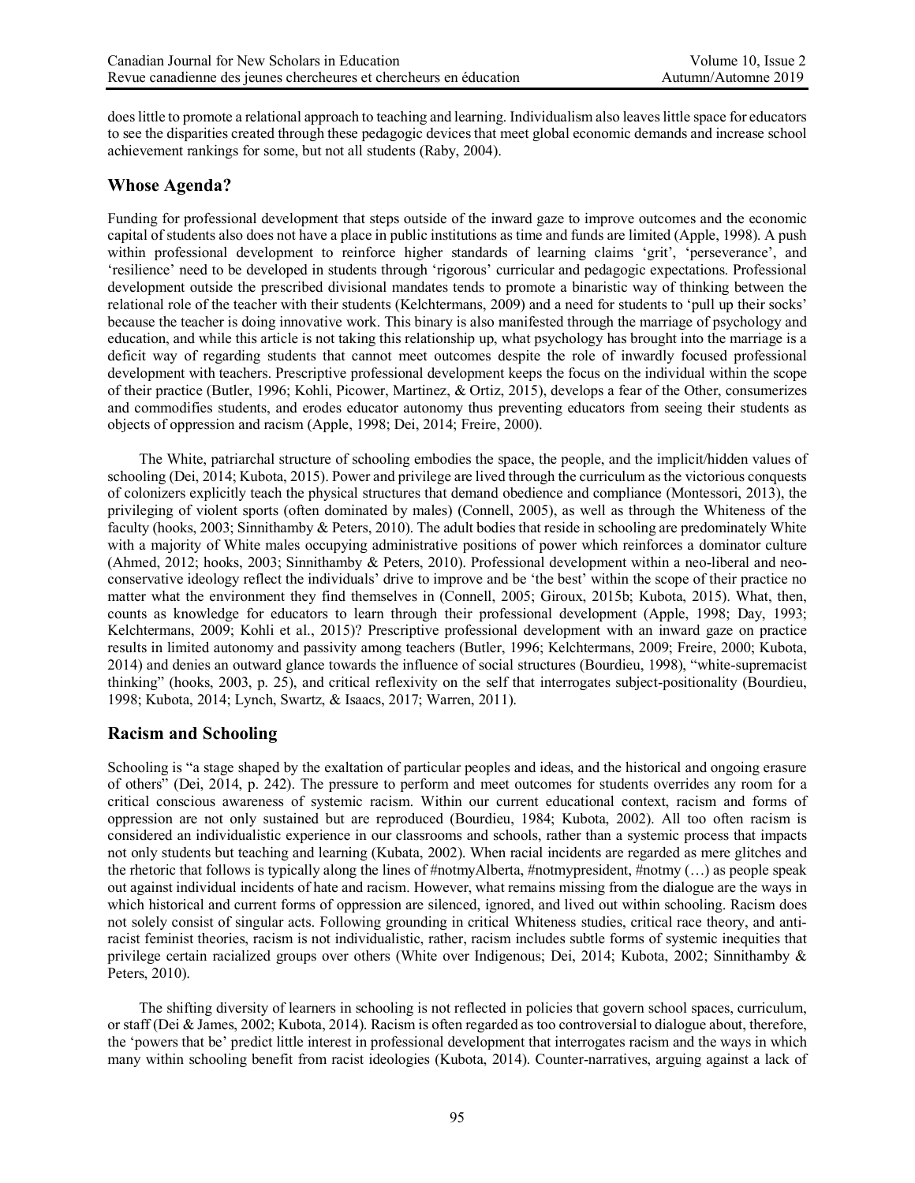does little to promote a relational approach to teaching and learning. Individualism also leaves little space for educators to see the disparities created through these pedagogic devices that meet global economic demands and increase school achievement rankings for some, but not all students (Raby, 2004).

## Whose Agenda?

Funding for professional development that steps outside of the inward gaze to improve outcomes and the economic capital of students also does not have a place in public institutions as time and funds are limited (Apple, 1998). A push within professional development to reinforce higher standards of learning claims 'grit', 'perseverance', and 'resilience' need to be developed in students through 'rigorous' curricular and pedagogic expectations. Professional development outside the prescribed divisional mandates tends to promote a binaristic way of thinking between the relational role of the teacher with their students (Kelchtermans, 2009) and a need for students to 'pull up their socks' because the teacher is doing innovative work. This binary is also manifested through the marriage of psychology and education, and while this article is not taking this relationship up, what psychology has brought into the marriage is a deficit way of regarding students that cannot meet outcomes despite the role of inwardly focused professional development with teachers. Prescriptive professional development keeps the focus on the individual within the scope of their practice (Butler, 1996; Kohli, Picower, Martinez, & Ortiz, 2015), develops a fear of the Other, consumerizes and commodifies students, and erodes educator autonomy thus preventing educators from seeing their students as objects of oppression and racism (Apple, 1998; Dei, 2014; Freire, 2000).

The White, patriarchal structure of schooling embodies the space, the people, and the implicit/hidden values of schooling (Dei, 2014; Kubota, 2015). Power and privilege are lived through the curriculum as the victorious conquests of colonizers explicitly teach the physical structures that demand obedience and compliance (Montessori, 2013), the privileging of violent sports (often dominated by males) (Connell, 2005), as well as through the Whiteness of the faculty (hooks, 2003; Sinnithamby & Peters, 2010). The adult bodies that reside in schooling are predominately White with a majority of White males occupying administrative positions of power which reinforces a dominator culture (Ahmed, 2012; hooks, 2003; Sinnithamby & Peters, 2010). Professional development within a neo-liberal and neo-conservative ideology reflect the individuals' drive to improve and be 'the best' within the scope of their practice no matter what the environment they find themselves in (Connell, 2005; Giroux, 2015b; Kubota, 2015). What, then, counts as knowledge for educators to learn through their professional development (Apple, 1998; Day, 1993; Kelchtermans, 2009; Kohli et al., 2015)? Prescriptive professional development with an inward gaze on practice results in limited autonomy and passivity among teachers (Butler, 1996; Kelchtermans, 2009; Freire, 2000; Kubota, 2014) and denies an outward glance towards the influence of social structures (Bourdieu, 1998), "white-supremacist thinking" (hooks, 2003, p. 25), and critical reflexivity on the self that interrogates subject-positionality (Bourdieu, 1998; Kubota, 2014; Lynch, Swartz, & Isaacs, 2017; Warren, 2011).

## Racism and Schooling

Schooling is "a stage shaped by the exaltation of particular peoples and ideas, and the historical and ongoing erasure of others" (Dei, 2014, p. 242). The pressure to perform and meet outcomes for students overrides any room for a critical conscious awareness of systemic racism. Within our current educational context, racism and forms of oppression are not only sustained but are reproduced (Bourdieu, 1984; Kubota, 2002). All too often racism is considered an individualistic experience in our classrooms and schools, rather than a systemic process that impacts not only students but teaching and learning (Kubata, 2002). When racial incidents are regarded as mere glitches and the rhetoric that follows is typically along the lines of #notmyAlberta, #notmypresident, #notmy (…) as people speak out against individual incidents of hate and racism. However, what remains missing from the dialogue are the ways in which historical and current forms of oppression are silenced, ignored, and lived out within schooling. Racism does not solely consist of singular acts. Following grounding in critical Whiteness studies, critical race theory, and anti-racist feminist theories, racism is not individualistic, rather, racism includes subtle forms of systemic inequities that privilege certain racialized groups over others (White over Indigenous; Dei, 2014; Kubota, 2002; Sinnithamby & Peters, 2010).

The shifting diversity of learners in schooling is not reflected in policies that govern school spaces, curriculum, or staff (Dei & James, 2002; Kubota, 2014). Racism is often regarded as too controversial to dialogue about, therefore, the 'powers that be' predict little interest in professional development that interrogates racism and the ways in which many within schooling benefit from racist ideologies (Kubota, 2014). Counter-narratives, arguing against a lack of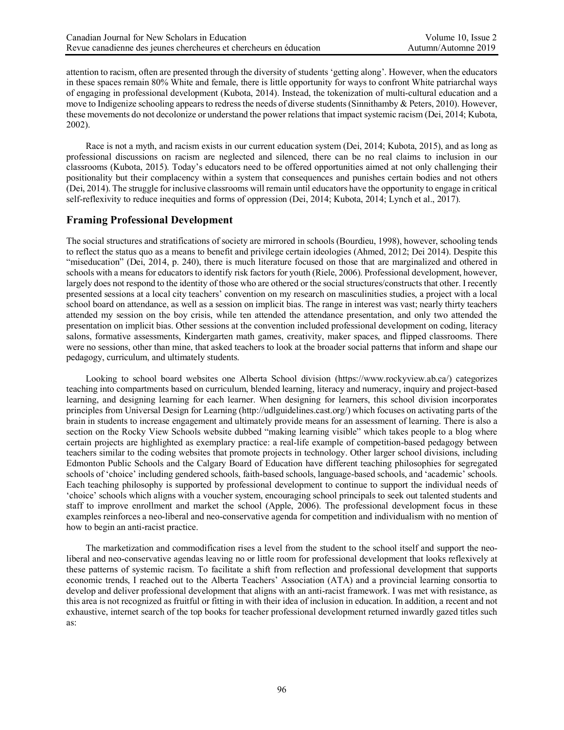attention to racism, often are presented through the diversity of students 'getting along'. However, when the educators in these spaces remain 80% White and female, there is little opportunity for ways to confront White patriarchal ways of engaging in professional development (Kubota, 2014). Instead, the tokenization of multi-cultural education and a move to Indigenize schooling appears to redress the needs of diverse students (Sinnithamby & Peters, 2010). However, these movements do not decolonize or understand the power relations that impact systemic racism (Dei, 2014; Kubota, 2002).

Race is not a myth, and racism exists in our current education system (Dei, 2014; Kubota, 2015), and as long as professional discussions on racism are neglected and silenced, there can be no real claims to inclusion in our classrooms (Kubota, 2015). Today's educators need to be offered opportunities aimed at not only challenging their positionality but their complacency within a system that consequences and punishes certain bodies and not others (Dei, 2014). The struggle for inclusive classrooms will remain until educators have the opportunity to engage in critical self-reflexivity to reduce inequities and forms of oppression (Dei, 2014; Kubota, 2014; Lynch et al., 2017).

## Framing Professional Development

The social structures and stratifications of society are mirrored in schools (Bourdieu, 1998), however, schooling tends to reflect the status quo as a means to benefit and privilege certain ideologies (Ahmed, 2012; Dei 2014). Despite this "miseducation" (Dei, 2014, p. 240), there is much literature focused on those that are marginalized and othered in schools with a means for educators to identify risk factors for youth (Riele, 2006). Professional development, however, largely does not respond to the identity of those who are othered or the social structures/constructs that other. I recently presented sessions at a local city teachers' convention on my research on masculinities studies, a project with a local school board on attendance, as well as a session on implicit bias. The range in interest was vast; nearly thirty teachers attended my session on the boy crisis, while ten attended the attendance presentation, and only two attended the presentation on implicit bias. Other sessions at the convention included professional development on coding, literacy salons, formative assessments, Kindergarten math games, creativity, maker spaces, and flipped classrooms. There were no sessions, other than mine, that asked teachers to look at the broader social patterns that inform and shape our pedagogy, curriculum, and ultimately students.

Looking to school board websites one Alberta School division (https://www.rockyview.ab.ca/) categorizes teaching into compartments based on curriculum, blended learning, literacy and numeracy, inquiry and project-based learning, and designing learning for each learner. When designing for learners, this school division incorporates principles from Universal Design for Learning (http://udlguidelines.cast.org/) which focuses on activating parts of the brain in students to increase engagement and ultimately provide means for an assessment of learning. There is also a section on the Rocky View Schools website dubbed "making learning visible" which takes people to a blog where certain projects are highlighted as exemplary practice: a real-life example of competition-based pedagogy between teachers similar to the coding websites that promote projects in technology. Other larger school divisions, including Edmonton Public Schools and the Calgary Board of Education have different teaching philosophies for segregated schools of 'choice' including gendered schools, faith-based schools, language-based schools, and 'academic' schools. Each teaching philosophy is supported by professional development to continue to support the individual needs of 'choice' schools which aligns with a voucher system, encouraging school principals to seek out talented students and staff to improve enrollment and market the school (Apple, 2006). The professional development focus in these examples reinforces a neo-liberal and neo-conservative agenda for competition and individualism with no mention of how to begin an anti-racist practice.

The marketization and commodification rises a level from the student to the school itself and support the neo-liberal and neo-conservative agendas leaving no or little room for professional development that looks reflexively at these patterns of systemic racism. To facilitate a shift from reflection and professional development that supports economic trends, I reached out to the Alberta Teachers' Association (ATA) and a provincial learning consortia to develop and deliver professional development that aligns with an anti-racist framework. I was met with resistance, as this area is not recognized as fruitful or fitting in with their idea of inclusion in education. In addition, a recent and not exhaustive, internet search of the top books for teacher professional development returned inwardly gazed titles such as: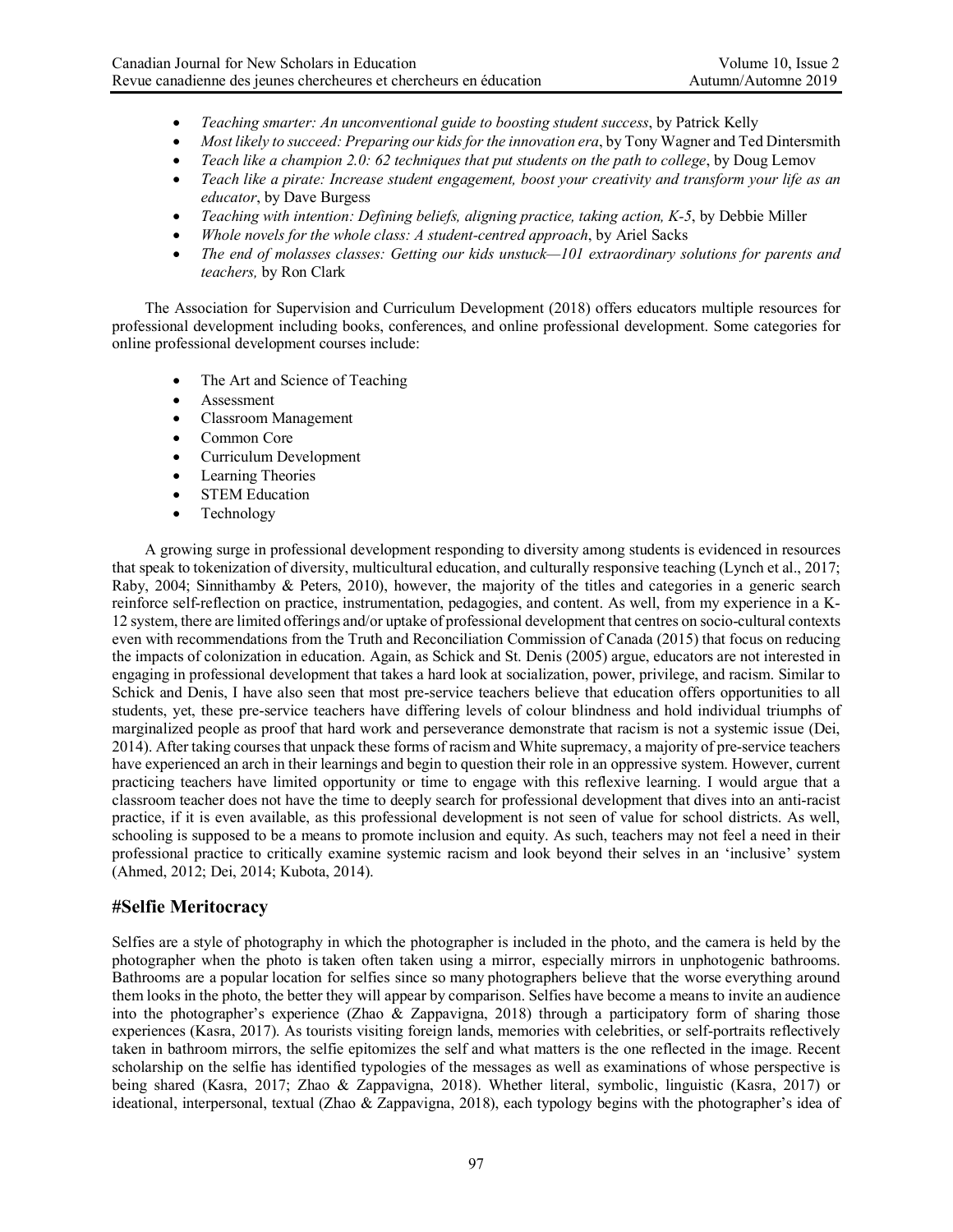- *Teaching smarter: An unconventional guide to boosting student success*, by Patrick Kelly
- *Most likely to succeed: Preparing our kids for the innovation era*, by Tony Wagner and Ted Dintersmith
- *Teach like a champion 2.0: 62 techniques that put students on the path to college*, by Doug Lemov
- *Teach like a pirate: Increase student engagement, boost your creativity and transform your life as an educator*, by Dave Burgess
- *Teaching with intention: Defining beliefs, aligning practice, taking action, K-5*, by Debbie Miller
- *Whole novels for the whole class: A student-centred approach*, by Ariel Sacks
- *The end of molasses classes: Getting our kids unstuck—101 extraordinary solutions for parents and teachers,* by Ron Clark

The Association for Supervision and Curriculum Development (2018) offers educators multiple resources for professional development including books, conferences, and online professional development. Some categories for online professional development courses include:

- The Art and Science of Teaching
- Assessment
- Classroom Management
- Common Core
- Curriculum Development
- Learning Theories
- STEM Education
- Technology

A growing surge in professional development responding to diversity among students is evidenced in resources that speak to tokenization of diversity, multicultural education, and culturally responsive teaching (Lynch et al., 2017; Raby, 2004; Sinnithamby & Peters, 2010), however, the majority of the titles and categories in a generic search reinforce self-reflection on practice, instrumentation, pedagogies, and content. As well, from my experience in a K-12 system, there are limited offerings and/or uptake of professional development that centres on socio-cultural contexts even with recommendations from the Truth and Reconciliation Commission of Canada (2015) that focus on reducing the impacts of colonization in education. Again, as Schick and St. Denis (2005) argue, educators are not interested in engaging in professional development that takes a hard look at socialization, power, privilege, and racism. Similar to Schick and Denis, I have also seen that most pre-service teachers believe that education offers opportunities to all students, yet, these pre-service teachers have differing levels of colour blindness and hold individual triumphs of marginalized people as proof that hard work and perseverance demonstrate that racism is not a systemic issue (Dei, 2014). After taking courses that unpack these forms of racism and White supremacy, a majority of pre-service teachers have experienced an arch in their learnings and begin to question their role in an oppressive system. However, current practicing teachers have limited opportunity or time to engage with this reflexive learning. I would argue that a classroom teacher does not have the time to deeply search for professional development that dives into an anti-racist practice, if it is even available, as this professional development is not seen of value for school districts. As well, schooling is supposed to be a means to promote inclusion and equity. As such, teachers may not feel a need in their professional practice to critically examine systemic racism and look beyond their selves in an 'inclusive' system (Ahmed, 2012; Dei, 2014; Kubota, 2014).

## #Selfie Meritocracy

Selfies are a style of photography in which the photographer is included in the photo, and the camera is held by the photographer when the photo is taken often taken using a mirror, especially mirrors in unphotogenic bathrooms. Bathrooms are a popular location for selfies since so many photographers believe that the worse everything around them looks in the photo, the better they will appear by comparison. Selfies have become a means to invite an audience into the photographer's experience (Zhao & Zappavigna, 2018) through a participatory form of sharing those experiences (Kasra, 2017). As tourists visiting foreign lands, memories with celebrities, or self-portraits reflectively taken in bathroom mirrors, the selfie epitomizes the self and what matters is the one reflected in the image. Recent scholarship on the selfie has identified typologies of the messages as well as examinations of whose perspective is being shared (Kasra, 2017; Zhao & Zappavigna, 2018). Whether literal, symbolic, linguistic (Kasra, 2017) or ideational, interpersonal, textual (Zhao & Zappavigna, 2018), each typology begins with the photographer's idea of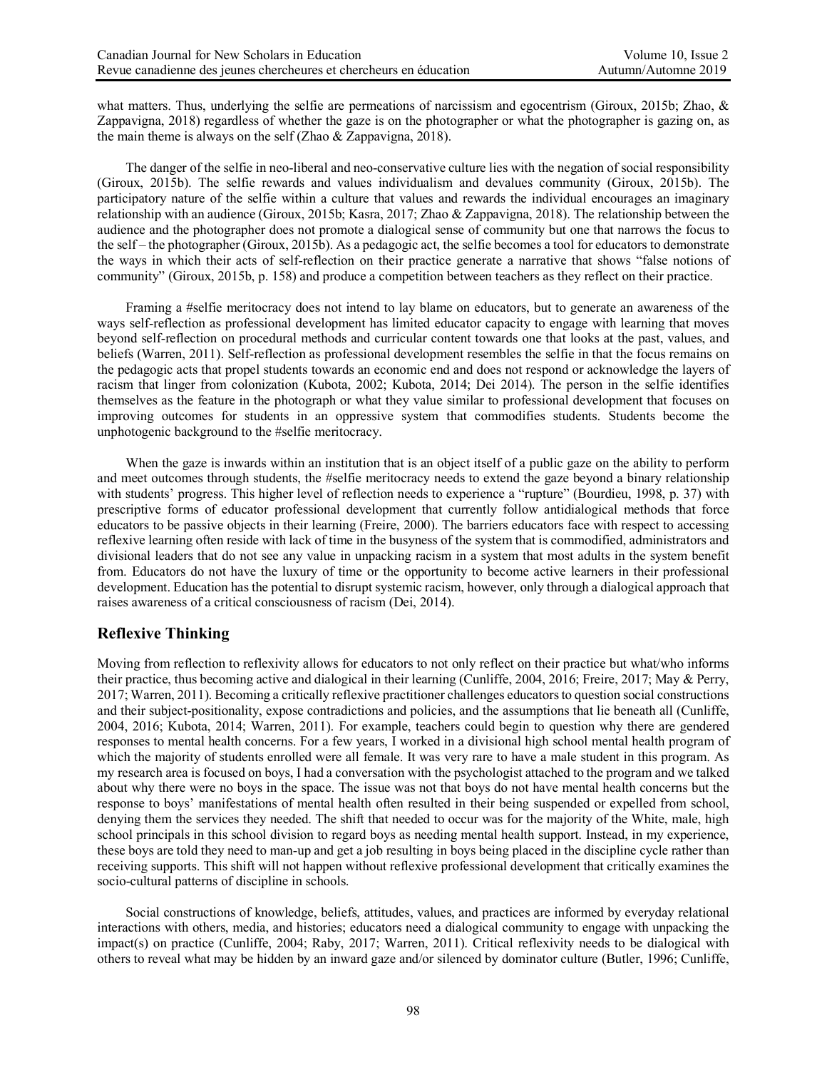what matters. Thus, underlying the selfie are permeations of narcissism and egocentrism (Giroux, 2015b; Zhao, & Zappavigna, 2018) regardless of whether the gaze is on the photographer or what the photographer is gazing on, as the main theme is always on the self (Zhao & Zappavigna, 2018).

The danger of the selfie in neo-liberal and neo-conservative culture lies with the negation of social responsibility (Giroux, 2015b). The selfie rewards and values individualism and devalues community (Giroux, 2015b). The participatory nature of the selfie within a culture that values and rewards the individual encourages an imaginary relationship with an audience (Giroux, 2015b; Kasra, 2017; Zhao & Zappavigna, 2018). The relationship between the audience and the photographer does not promote a dialogical sense of community but one that narrows the focus to the self – the photographer (Giroux, 2015b). As a pedagogic act, the selfie becomes a tool for educators to demonstrate the ways in which their acts of self-reflection on their practice generate a narrative that shows "false notions of community" (Giroux, 2015b, p. 158) and produce a competition between teachers as they reflect on their practice.

Framing a #selfie meritocracy does not intend to lay blame on educators, but to generate an awareness of the ways self-reflection as professional development has limited educator capacity to engage with learning that moves beyond self-reflection on procedural methods and curricular content towards one that looks at the past, values, and beliefs (Warren, 2011). Self-reflection as professional development resembles the selfie in that the focus remains on the pedagogic acts that propel students towards an economic end and does not respond or acknowledge the layers of racism that linger from colonization (Kubota, 2002; Kubota, 2014; Dei 2014). The person in the selfie identifies themselves as the feature in the photograph or what they value similar to professional development that focuses on improving outcomes for students in an oppressive system that commodifies students. Students become the unphotogenic background to the #selfie meritocracy.

When the gaze is inwards within an institution that is an object itself of a public gaze on the ability to perform and meet outcomes through students, the #selfie meritocracy needs to extend the gaze beyond a binary relationship with students' progress. This higher level of reflection needs to experience a "rupture" (Bourdieu, 1998, p. 37) with prescriptive forms of educator professional development that currently follow antidialogical methods that force educators to be passive objects in their learning (Freire, 2000). The barriers educators face with respect to accessing reflexive learning often reside with lack of time in the busyness of the system that is commodified, administrators and divisional leaders that do not see any value in unpacking racism in a system that most adults in the system benefit from. Educators do not have the luxury of time or the opportunity to become active learners in their professional development. Education has the potential to disrupt systemic racism, however, only through a dialogical approach that raises awareness of a critical consciousness of racism (Dei, 2014).

## Reflexive Thinking

Moving from reflection to reflexivity allows for educators to not only reflect on their practice but what/who informs their practice, thus becoming active and dialogical in their learning (Cunliffe, 2004, 2016; Freire, 2017; May & Perry, 2017; Warren, 2011). Becoming a critically reflexive practitioner challenges educators to question social constructions and their subject-positionality, expose contradictions and policies, and the assumptions that lie beneath all (Cunliffe, 2004, 2016; Kubota, 2014; Warren, 2011). For example, teachers could begin to question why there are gendered responses to mental health concerns. For a few years, I worked in a divisional high school mental health program of which the majority of students enrolled were all female. It was very rare to have a male student in this program. As my research area is focused on boys, I had a conversation with the psychologist attached to the program and we talked about why there were no boys in the space. The issue was not that boys do not have mental health concerns but the response to boys' manifestations of mental health often resulted in their being suspended or expelled from school, denying them the services they needed. The shift that needed to occur was for the majority of the White, male, high school principals in this school division to regard boys as needing mental health support. Instead, in my experience, these boys are told they need to man-up and get a job resulting in boys being placed in the discipline cycle rather than receiving supports. This shift will not happen without reflexive professional development that critically examines the socio-cultural patterns of discipline in schools.

Social constructions of knowledge, beliefs, attitudes, values, and practices are informed by everyday relational interactions with others, media, and histories; educators need a dialogical community to engage with unpacking the impact(s) on practice (Cunliffe, 2004; Raby, 2017; Warren, 2011). Critical reflexivity needs to be dialogical with others to reveal what may be hidden by an inward gaze and/or silenced by dominator culture (Butler, 1996; Cunliffe,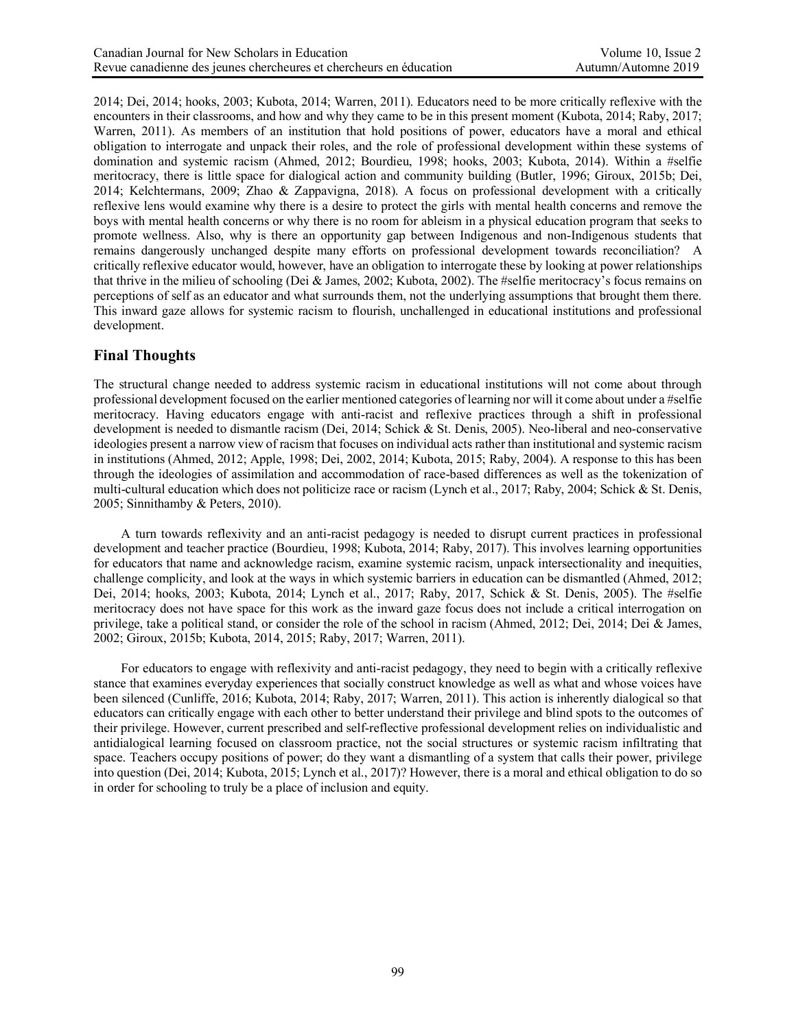2014; Dei, 2014; hooks, 2003; Kubota, 2014; Warren, 2011). Educators need to be more critically reflexive with the encounters in their classrooms, and how and why they came to be in this present moment (Kubota, 2014; Raby, 2017; Warren, 2011). As members of an institution that hold positions of power, educators have a moral and ethical obligation to interrogate and unpack their roles, and the role of professional development within these systems of domination and systemic racism (Ahmed, 2012; Bourdieu, 1998; hooks, 2003; Kubota, 2014). Within a #selfie meritocracy, there is little space for dialogical action and community building (Butler, 1996; Giroux, 2015b; Dei, 2014; Kelchtermans, 2009; Zhao & Zappavigna, 2018). A focus on professional development with a critically reflexive lens would examine why there is a desire to protect the girls with mental health concerns and remove the boys with mental health concerns or why there is no room for ableism in a physical education program that seeks to promote wellness. Also, why is there an opportunity gap between Indigenous and non-Indigenous students that remains dangerously unchanged despite many efforts on professional development towards reconciliation? A critically reflexive educator would, however, have an obligation to interrogate these by looking at power relationships that thrive in the milieu of schooling (Dei & James, 2002; Kubota, 2002). The #selfie meritocracy's focus remains on perceptions of self as an educator and what surrounds them, not the underlying assumptions that brought them there. This inward gaze allows for systemic racism to flourish, unchallenged in educational institutions and professional development.

## Final Thoughts

The structural change needed to address systemic racism in educational institutions will not come about through professional development focused on the earlier mentioned categories of learning nor will it come about under a #selfie meritocracy. Having educators engage with anti-racist and reflexive practices through a shift in professional development is needed to dismantle racism (Dei, 2014; Schick & St. Denis, 2005). Neo-liberal and neo-conservative ideologies present a narrow view of racism that focuses on individual acts rather than institutional and systemic racism in institutions (Ahmed, 2012; Apple, 1998; Dei, 2002, 2014; Kubota, 2015; Raby, 2004). A response to this has been through the ideologies of assimilation and accommodation of race-based differences as well as the tokenization of multi-cultural education which does not politicize race or racism (Lynch et al., 2017; Raby, 2004; Schick & St. Denis, 2005; Sinnithamby & Peters, 2010).

A turn towards reflexivity and an anti-racist pedagogy is needed to disrupt current practices in professional development and teacher practice (Bourdieu, 1998; Kubota, 2014; Raby, 2017). This involves learning opportunities for educators that name and acknowledge racism, examine systemic racism, unpack intersectionality and inequities, challenge complicity, and look at the ways in which systemic barriers in education can be dismantled (Ahmed, 2012; Dei, 2014; hooks, 2003; Kubota, 2014; Lynch et al., 2017; Raby, 2017, Schick & St. Denis, 2005). The #selfie meritocracy does not have space for this work as the inward gaze focus does not include a critical interrogation on privilege, take a political stand, or consider the role of the school in racism (Ahmed, 2012; Dei, 2014; Dei & James, 2002; Giroux, 2015b; Kubota, 2014, 2015; Raby, 2017; Warren, 2011).

For educators to engage with reflexivity and anti-racist pedagogy, they need to begin with a critically reflexive stance that examines everyday experiences that socially construct knowledge as well as what and whose voices have been silenced (Cunliffe, 2016; Kubota, 2014; Raby, 2017; Warren, 2011). This action is inherently dialogical so that educators can critically engage with each other to better understand their privilege and blind spots to the outcomes of their privilege. However, current prescribed and self-reflective professional development relies on individualistic and antidialogical learning focused on classroom practice, not the social structures or systemic racism infiltrating that space. Teachers occupy positions of power; do they want a dismantling of a system that calls their power, privilege into question (Dei, 2014; Kubota, 2015; Lynch et al., 2017)? However, there is a moral and ethical obligation to do so in order for schooling to truly be a place of inclusion and equity.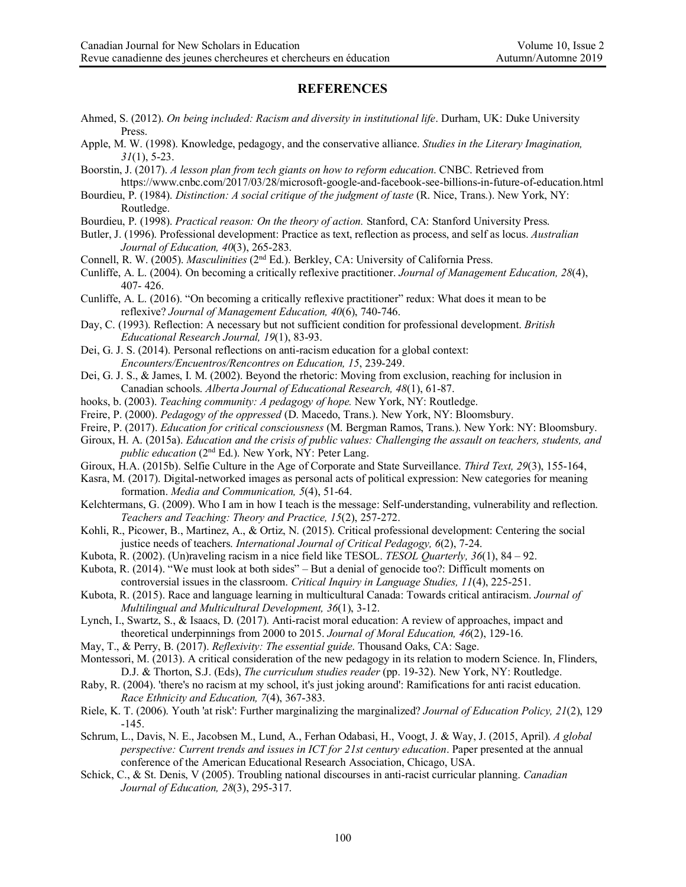## REFERENCES

Ahmed, S. (2012). *On being included: Racism and diversity in institutional life*. Durham, UK: Duke University Press.

Apple, M. W. (1998). Knowledge, pedagogy, and the conservative alliance. *Studies in the Literary Imagination, 31*(1), 5-23.

Boorstin, J. (2017). *A lesson plan from tech giants on how to reform education*. CNBC. Retrieved from https://www.cnbc.com/2017/03/28/microsoft-google-and-facebook-see-billions-in-future-of-education.html

Bourdieu, P. (1984). *Distinction: A social critique of the judgment of taste* (R. Nice, Trans.). New York, NY: Routledge.

Bourdieu, P. (1998). *Practical reason: On the theory of action.* Stanford, CA: Stanford University Press.

Butler, J. (1996). Professional development: Practice as text, reflection as process, and self as locus. *Australian Journal of Education, 40*(3), 265-283.

Connell, R. W. (2005). *Masculinities* (2nd Ed.). Berkley, CA: University of California Press.

Cunliffe, A. L. (2004). On becoming a critically reflexive practitioner. *Journal of Management Education, 28*(4), 407- 426.

Cunliffe, A. L. (2016). "On becoming a critically reflexive practitioner" redux: What does it mean to be reflexive? *Journal of Management Education, 40*(6), 740-746.

Day, C. (1993). Reflection: A necessary but not sufficient condition for professional development. *British Educational Research Journal, 19*(1), 83-93.

Dei, G. J. S. (2014). Personal reflections on anti-racism education for a global context: *Encounters/Encuentros/Rencontres on Education, 15*, 239-249.

Dei, G. J. S., & James, I. M. (2002). Beyond the rhetoric: Moving from exclusion, reaching for inclusion in Canadian schools. *Alberta Journal of Educational Research, 48*(1), 61-87.

hooks, b. (2003). *Teaching community: A pedagogy of hope.* New York, NY: Routledge.

Freire, P. (2000). *Pedagogy of the oppressed* (D. Macedo, Trans.). New York, NY: Bloomsbury.

Freire, P. (2017). *Education for critical consciousness* (M. Bergman Ramos, Trans.). New York: NY: Bloomsbury.

Giroux, H. A. (2015a). *Education and the crisis of public values: Challenging the assault on teachers, students, and public education* (2nd Ed.). New York, NY: Peter Lang.

Giroux, H.A. (2015b). Selfie Culture in the Age of Corporate and State Surveillance. *Third Text, 29*(3), 155-164,

Kasra, M. (2017). Digital-networked images as personal acts of political expression: New categories for meaning formation. *Media and Communication, 5*(4), 51-64.

Kelchtermans, G. (2009). Who I am in how I teach is the message: Self-understanding, vulnerability and reflection. *Teachers and Teaching: Theory and Practice, 15*(2), 257-272.

Kohli, R., Picower, B., Martinez, A., & Ortiz, N. (2015). Critical professional development: Centering the social justice needs of teachers. *International Journal of Critical Pedagogy, 6*(2), 7-24.

Kubota, R. (2002). (Un)raveling racism in a nice field like TESOL. *TESOL Quarterly, 36*(1), 84 – 92.

Kubota, R. (2014). "We must look at both sides" – But a denial of genocide too?: Difficult moments on controversial issues in the classroom. *Critical Inquiry in Language Studies, 11*(4), 225-251.

Kubota, R. (2015). Race and language learning in multicultural Canada: Towards critical antiracism. *Journal of Multilingual and Multicultural Development, 36*(1), 3-12.

Lynch, I., Swartz, S., & Isaacs, D. (2017). Anti-racist moral education: A review of approaches, impact and theoretical underpinnings from 2000 to 2015. *Journal of Moral Education, 46*(2), 129-16.

May, T., & Perry, B. (2017). *Reflexivity: The essential guide*. Thousand Oaks, CA: Sage.

Montessori, M. (2013). A critical consideration of the new pedagogy in its relation to modern Science. In, Flinders, D.J. & Thorton, S.J. (Eds), *The curriculum studies reader* (pp. 19-32). New York, NY: Routledge.

Raby, R. (2004). 'there's no racism at my school, it's just joking around': Ramifications for anti racist education. *Race Ethnicity and Education, 7*(4), 367-383.

Riele, K. T. (2006). Youth 'at risk': Further marginalizing the marginalized? *Journal of Education Policy, 21*(2), 129 -145.

Schrum, L., Davis, N. E., Jacobsen M., Lund, A., Ferhan Odabasi, H., Voogt, J. & Way, J. (2015, April). *A global perspective: Current trends and issues in ICT for 21st century education*. Paper presented at the annual conference of the American Educational Research Association, Chicago, USA.

Schick, C., & St. Denis, V (2005). Troubling national discourses in anti-racist curricular planning. *Canadian Journal of Education, 28*(3), 295-317.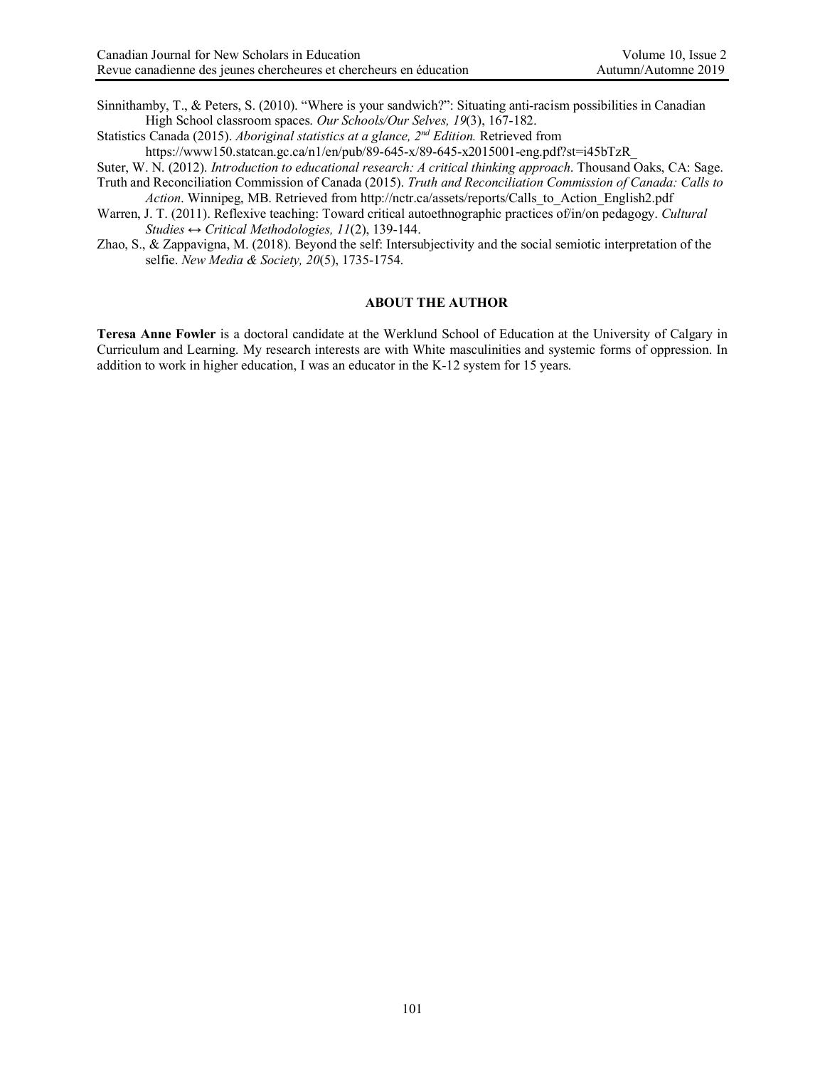Sinnithamby, T., & Peters, S. (2010). “Where is your sandwich?”: Situating anti-racism possibilities in Canadian High School classroom spaces. *Our Schools/Our Selves, 19*(3), 167-182.

Statistics Canada (2015). *Aboriginal statistics at a glance, 2nd Edition.* Retrieved from https://www150.statcan.gc.ca/n1/en/pub/89-645-x/89-645-x2015001-eng.pdf?st=i45bTzR_

Suter, W. N. (2012). *Introduction to educational research: A critical thinking approach*. Thousand Oaks, CA: Sage.

Truth and Reconciliation Commission of Canada (2015). *Truth and Reconciliation Commission of Canada: Calls to Action*. Winnipeg, MB. Retrieved from http://nctr.ca/assets/reports/Calls_to_Action_English2.pdf

Warren, J. T. (2011). Reflexive teaching: Toward critical autoethnographic practices of/in/on pedagogy. *Cultural Studies ↔ Critical Methodologies, 11*(2), 139-144.

Zhao, S., & Zappavigna, M. (2018). Beyond the self: Intersubjectivity and the social semiotic interpretation of the selfie. *New Media & Society, 20*(5), 1735-1754.

## ABOUT THE AUTHOR

**Teresa Anne Fowler** is a doctoral candidate at the Werklund School of Education at the University of Calgary in Curriculum and Learning. My research interests are with White masculinities and systemic forms of oppression. In addition to work in higher education, I was an educator in the K-12 system for 15 years.